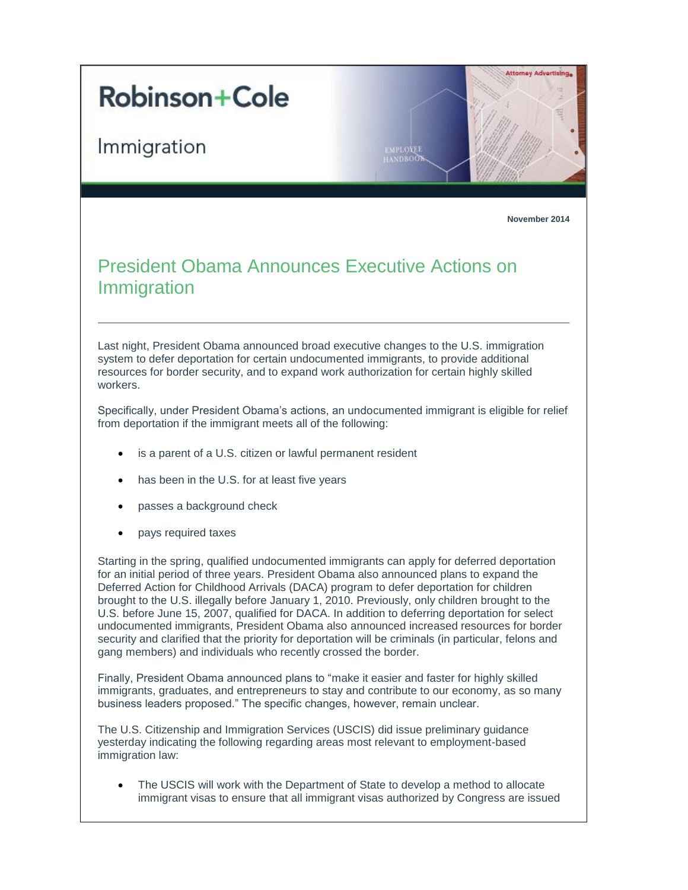Robinson+Cole

Immigration

Attorney Advertising

**November 2014**

# President Obama Announces Executive Actions on Immigration

Last night, President Obama announced broad executive changes to the U.S. immigration system to defer deportation for certain undocumented immigrants, to provide additional resources for border security, and to expand work authorization for certain highly skilled workers.

Specifically, under President Obama's actions, an undocumented immigrant is eligible for relief from deportation if the immigrant meets all of the following:

- is a parent of a U.S. citizen or lawful permanent resident
- has been in the U.S. for at least five years
- passes a background check
- pays required taxes

Starting in the spring, qualified undocumented immigrants can apply for deferred deportation for an initial period of three years. President Obama also announced plans to expand the Deferred Action for Childhood Arrivals (DACA) program to defer deportation for children brought to the U.S. illegally before January 1, 2010. Previously, only children brought to the U.S. before June 15, 2007, qualified for DACA. In addition to deferring deportation for select undocumented immigrants, President Obama also announced increased resources for border security and clarified that the priority for deportation will be criminals (in particular, felons and gang members) and individuals who recently crossed the border.

Finally, President Obama announced plans to "make it easier and faster for highly skilled immigrants, graduates, and entrepreneurs to stay and contribute to our economy, as so many business leaders proposed." The specific changes, however, remain unclear.

The U.S. Citizenship and Immigration Services (USCIS) did issue preliminary guidance yesterday indicating the following regarding areas most relevant to employment-based immigration law:

- The USCIS will work with the Department of State to develop a method to allocate immigrant visas to ensure that all immigrant visas authorized by Congress are issued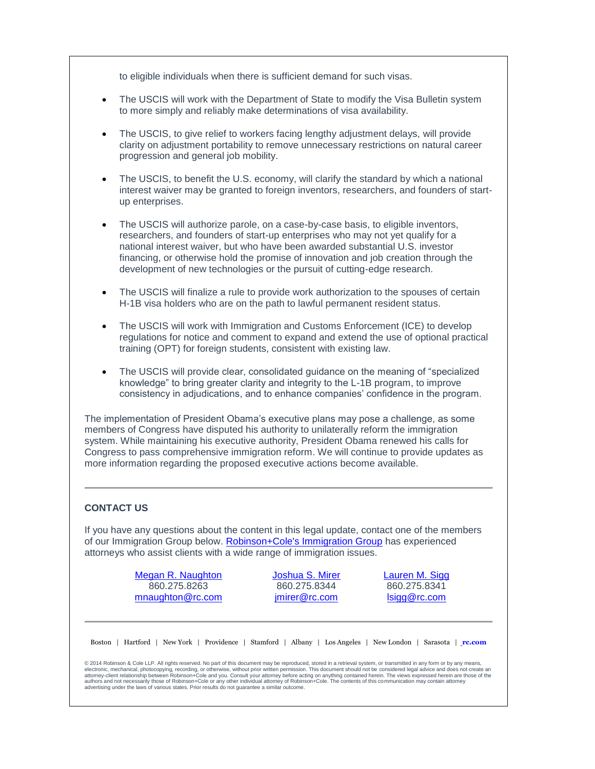to eligible individuals when there is sufficient demand for such visas.

- The USCIS will work with the Department of State to modify the Visa Bulletin system to more simply and reliably make determinations of visa availability.

- The USCIS, to give relief to workers facing lengthy adjustment delays, will provide clarity on adjustment portability to remove unnecessary restrictions on natural career progression and general job mobility.

- The USCIS, to benefit the U.S. economy, will clarify the standard by which a national interest waiver may be granted to foreign inventors, researchers, and founders of start-up enterprises.

- The USCIS will authorize parole, on a case-by-case basis, to eligible inventors, researchers, and founders of start-up enterprises who may not yet qualify for a national interest waiver, but who have been awarded substantial U.S. investor financing, or otherwise hold the promise of innovation and job creation through the development of new technologies or the pursuit of cutting-edge research.

- The USCIS will finalize a rule to provide work authorization to the spouses of certain H-1B visa holders who are on the path to lawful permanent resident status.

- The USCIS will work with Immigration and Customs Enforcement (ICE) to develop regulations for notice and comment to expand and extend the use of optional practical training (OPT) for foreign students, consistent with existing law.

- The USCIS will provide clear, consolidated guidance on the meaning of "specialized knowledge" to bring greater clarity and integrity to the L-1B program, to improve consistency in adjudications, and to enhance companies' confidence in the program.

The implementation of President Obama's executive plans may pose a challenge, as some members of Congress have disputed his authority to unilaterally reform the immigration system. While maintaining his executive authority, President Obama renewed his calls for Congress to pass comprehensive immigration reform. We will continue to provide updates as more information regarding the proposed executive actions become available.

---

## CONTACT US

If you have any questions about the content in this legal update, contact one of the members of our Immigration Group below. Robinson+Cole's Immigration Group has experienced attorneys who assist clients with a wide range of immigration issues.

Megan R. Naughton
860.275.8263
mnaughton@rc.com

Joshua S. Mirer
860.275.8344
jmirer@rc.com

Lauren M. Sigg
860.275.8341
lsigg@rc.com

---

Boston | Hartford | New York | Providence | Stamford | Albany | Los Angeles | New London | Sarasota | rc.com

© 2014 Robinson & Cole LLP. All rights reserved. No part of this document may be reproduced, stored in a retrieval system, or transmitted in any form or by any means, electronic, mechanical, photocopying, recording, or otherwise, without prior written permission. This document should not be considered legal advice and does not create an attorney-client relationship between Robinson+Cole and you. Consult your attorney before acting on anything contained herein. The views expressed herein are those of the authors and not necessarily those of Robinson+Cole or any other individual attorney of Robinson+Cole. The contents of this communication may contain attorney advertising under the laws of various states. Prior results do not guarantee a similar outcome.